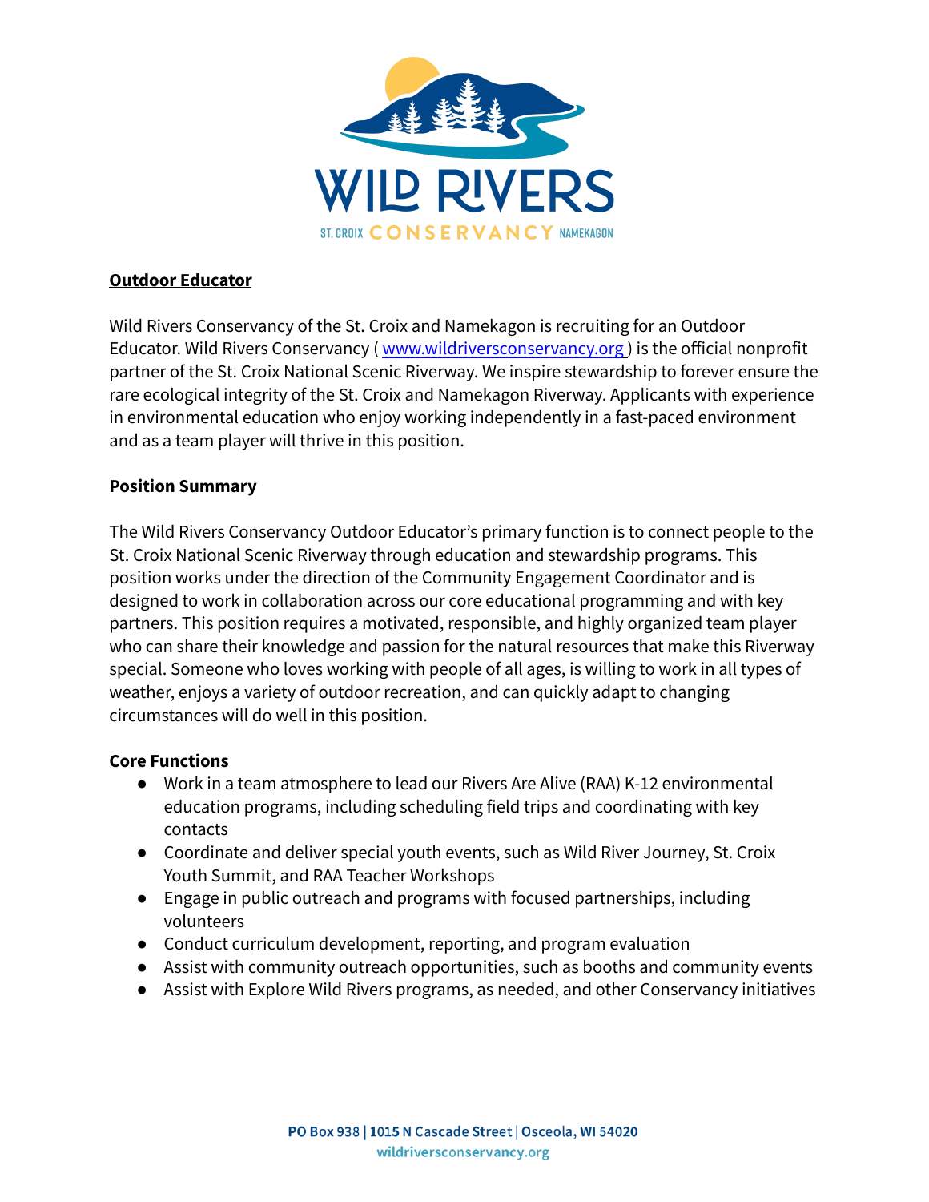# Outdoor Educator

Wild Rivers Conservancy of the St. Croix and Namekagon is recruiting for an Outdoor Educator. Wild Rivers Conservancy ( www.wildriversconservancy.org ) is the official nonprofit partner of the St. Croix National Scenic Riverway. We inspire stewardship to forever ensure the rare ecological integrity of the St. Croix and Namekagon Riverway. Applicants with experience in environmental education who enjoy working independently in a fast-paced environment and as a team player will thrive in this position.

## Position Summary

The Wild Rivers Conservancy Outdoor Educator's primary function is to connect people to the St. Croix National Scenic Riverway through education and stewardship programs. This position works under the direction of the Community Engagement Coordinator and is designed to work in collaboration across our core educational programming and with key partners. This position requires a motivated, responsible, and highly organized team player who can share their knowledge and passion for the natural resources that make this Riverway special. Someone who loves working with people of all ages, is willing to work in all types of weather, enjoys a variety of outdoor recreation, and can quickly adapt to changing circumstances will do well in this position.

## Core Functions

- Work in a team atmosphere to lead our Rivers Are Alive (RAA) K-12 environmental education programs, including scheduling field trips and coordinating with key contacts
- Coordinate and deliver special youth events, such as Wild River Journey, St. Croix Youth Summit, and RAA Teacher Workshops
- Engage in public outreach and programs with focused partnerships, including volunteers
- Conduct curriculum development, reporting, and program evaluation
- Assist with community outreach opportunities, such as booths and community events
- Assist with Explore Wild Rivers programs, as needed, and other Conservancy initiatives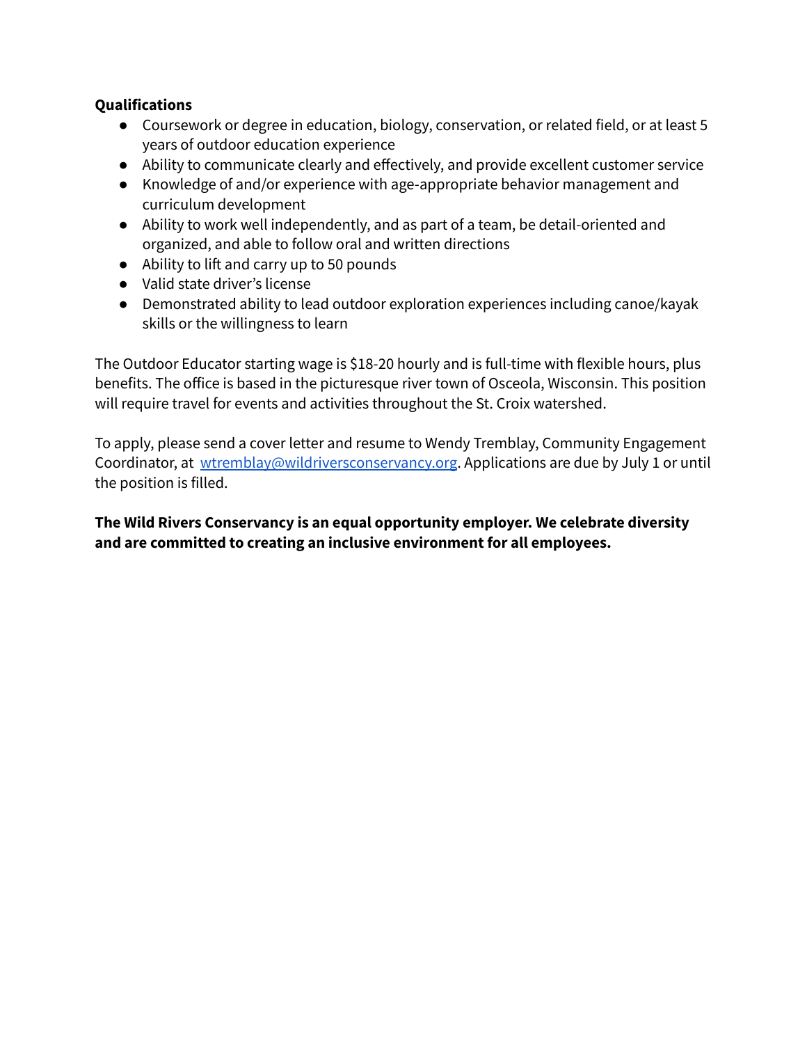**Qualifications**

- Coursework or degree in education, biology, conservation, or related field, or at least 5 years of outdoor education experience
- Ability to communicate clearly and effectively, and provide excellent customer service
- Knowledge of and/or experience with age-appropriate behavior management and curriculum development
- Ability to work well independently, and as part of a team, be detail-oriented and organized, and able to follow oral and written directions
- Ability to lift and carry up to 50 pounds
- Valid state driver's license
- Demonstrated ability to lead outdoor exploration experiences including canoe/kayak skills or the willingness to learn

The Outdoor Educator starting wage is $18-20 hourly and is full-time with flexible hours, plus benefits. The office is based in the picturesque river town of Osceola, Wisconsin. This position will require travel for events and activities throughout the St. Croix watershed.

To apply, please send a cover letter and resume to Wendy Tremblay, Community Engagement Coordinator, at [wtremblay@wildriversconservancy.org](mailto:wtremblay@wildriversconservancy.org). Applications are due by July 1 or until the position is filled.

**The Wild Rivers Conservancy is an equal opportunity employer. We celebrate diversity and are committed to creating an inclusive environment for all employees.**